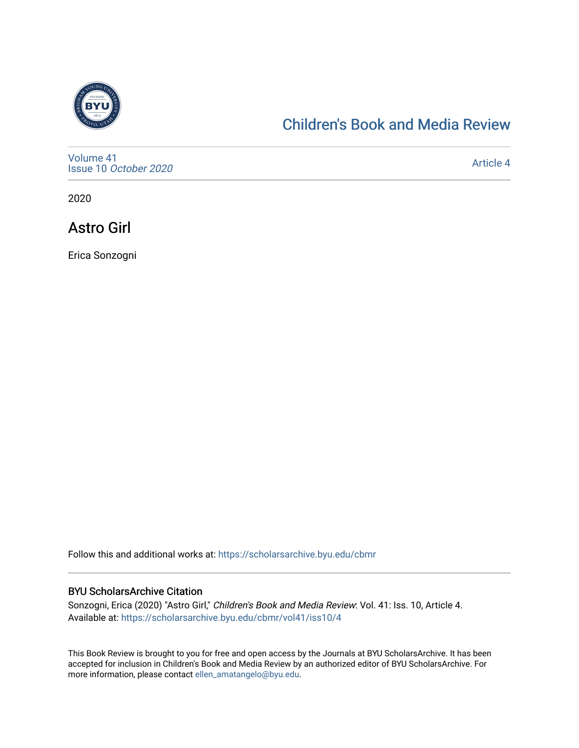Children's Book and Media Review

Volume 41
Issue 10 *October 2020*

Article 4

2020

# Astro Girl

Erica Sonzogni

Follow this and additional works at: https://scholarsarchive.byu.edu/cbmr

## BYU ScholarsArchive Citation

Sonzogni, Erica (2020) "Astro Girl," *Children's Book and Media Review*: Vol. 41: Iss. 10, Article 4.
Available at: https://scholarsarchive.byu.edu/cbmr/vol41/iss10/4

This Book Review is brought to you for free and open access by the Journals at BYU ScholarsArchive. It has been accepted for inclusion in Children's Book and Media Review by an authorized editor of BYU ScholarsArchive. For more information, please contact ellen_amatangelo@byu.edu.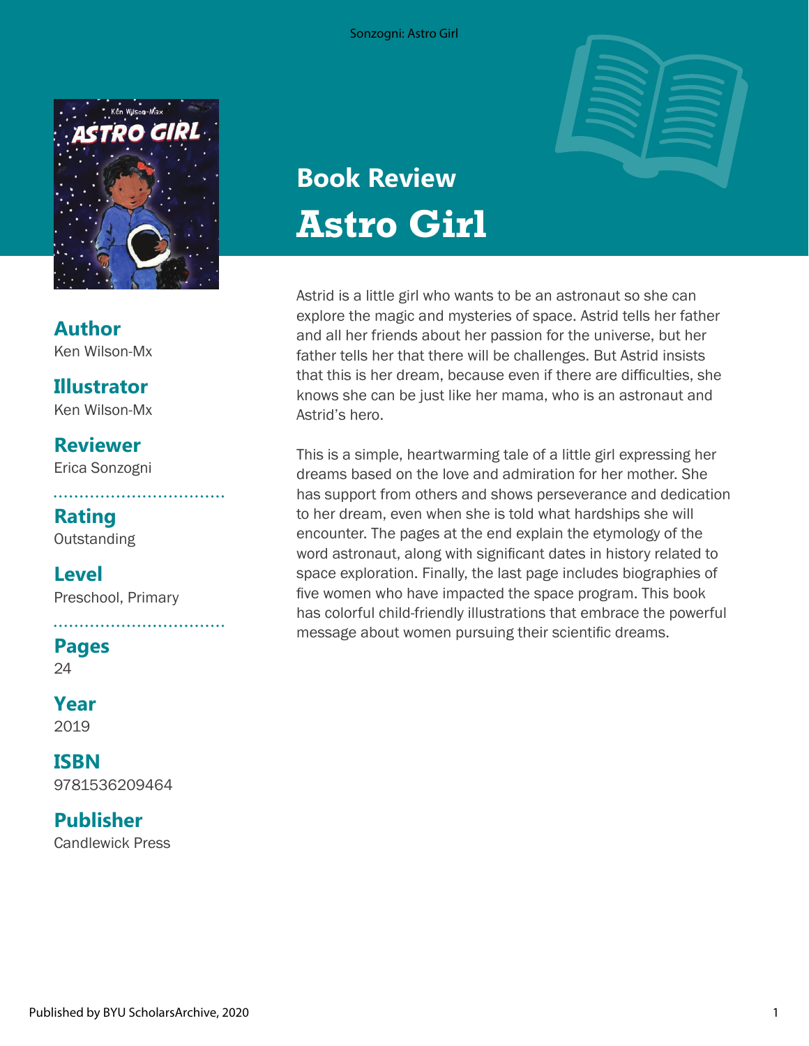# Book Review

# Astro Girl

**Author**
Ken Wilson-Mx

**Illustrator**
Ken Wilson-Mx

**Reviewer**
Erica Sonzogni

**Rating**
Outstanding

**Level**
Preschool, Primary

**Pages**
24

**Year**
2019

**ISBN**
9781536209464

**Publisher**
Candlewick Press

Astrid is a little girl who wants to be an astronaut so she can explore the magic and mysteries of space. Astrid tells her father and all her friends about her passion for the universe, but her father tells her that there will be challenges. But Astrid insists that this is her dream, because even if there are difficulties, she knows she can be just like her mama, who is an astronaut and Astrid's hero.

This is a simple, heartwarming tale of a little girl expressing her dreams based on the love and admiration for her mother. She has support from others and shows perseverance and dedication to her dream, even when she is told what hardships she will encounter. The pages at the end explain the etymology of the word astronaut, along with significant dates in history related to space exploration. Finally, the last page includes biographies of five women who have impacted the space program. This book has colorful child-friendly illustrations that embrace the powerful message about women pursuing their scientific dreams.